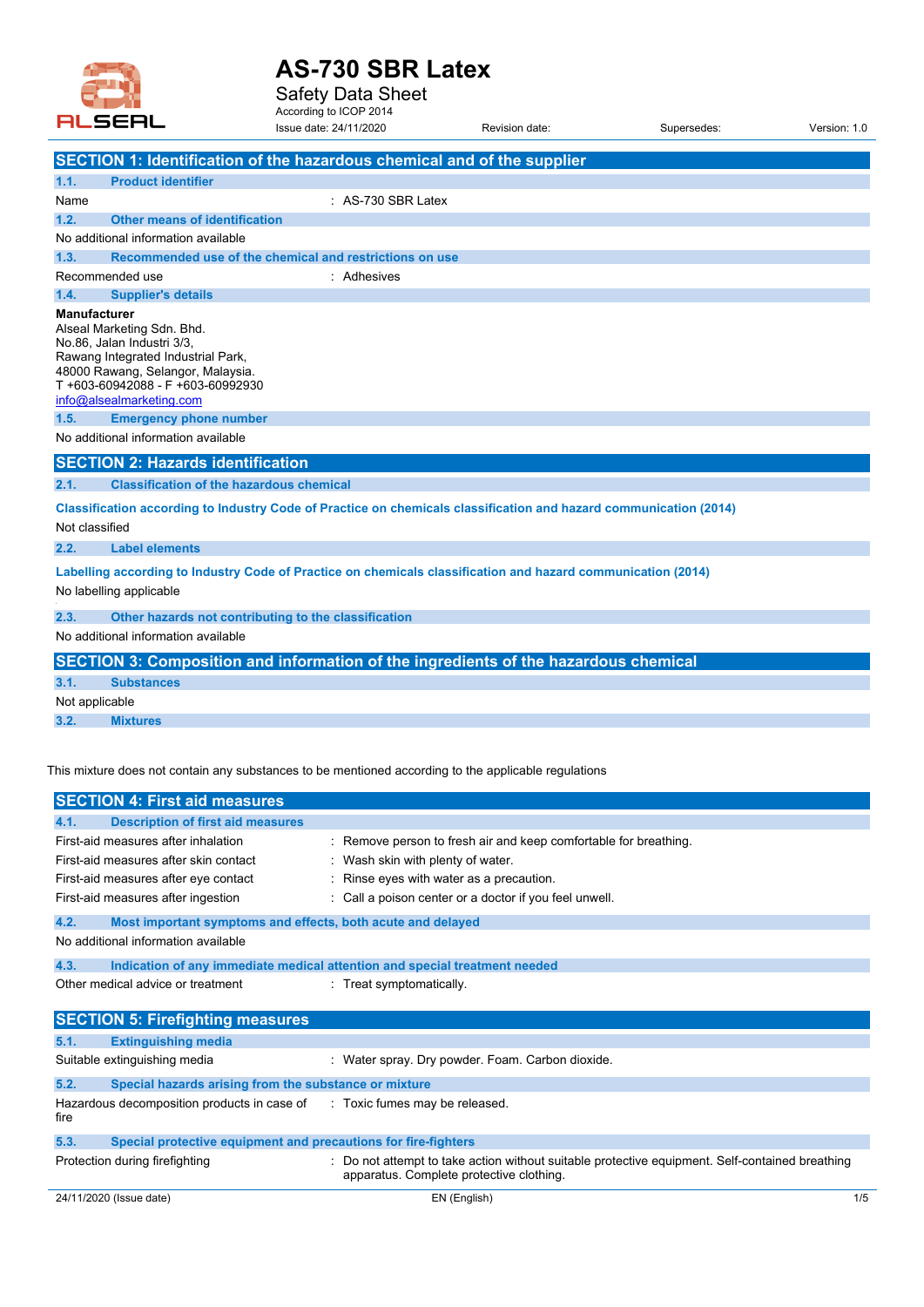ALSEAL

# AS-730 SBR Latex

Safety Data Sheet

According to ICOP 2014

Issue date: 24/11/2020 | Revision date: | Supersedes: | Version: 1.0

## SECTION 1: Identification of the hazardous chemical and of the supplier

### 1.1. Product identifier

Name : AS-730 SBR Latex

### 1.2. Other means of identification

No additional information available

### 1.3. Recommended use of the chemical and restrictions on use

Recommended use : Adhesives

### 1.4. Supplier's details

**Manufacturer**
Alseal Marketing Sdn. Bhd.
No.86, Jalan Industri 3/3,
Rawang Integrated Industrial Park,
48000 Rawang, Selangor, Malaysia.
T +603-60942088 - F +603-60992930
info@alsealmarketing.com

### 1.5. Emergency phone number

No additional information available

## SECTION 2: Hazards identification

### 2.1. Classification of the hazardous chemical

**Classification according to Industry Code of Practice on chemicals classification and hazard communication (2014)**

Not classified

### 2.2. Label elements

**Labelling according to Industry Code of Practice on chemicals classification and hazard communication (2014)**

No labelling applicable

### 2.3. Other hazards not contributing to the classification

No additional information available

## SECTION 3: Composition and information of the ingredients of the hazardous chemical

### 3.1. Substances

Not applicable

### 3.2. Mixtures

This mixture does not contain any substances to be mentioned according to the applicable regulations

## SECTION 4: First aid measures

### 4.1. Description of first aid measures

First-aid measures after inhalation : Remove person to fresh air and keep comfortable for breathing.

First-aid measures after skin contact : Wash skin with plenty of water.

First-aid measures after eye contact : Rinse eyes with water as a precaution.

First-aid measures after ingestion : Call a poison center or a doctor if you feel unwell.

### 4.2. Most important symptoms and effects, both acute and delayed

No additional information available

### 4.3. Indication of any immediate medical attention and special treatment needed

Other medical advice or treatment : Treat symptomatically.

## SECTION 5: Firefighting measures

### 5.1. Extinguishing media

Suitable extinguishing media : Water spray. Dry powder. Foam. Carbon dioxide.

### 5.2. Special hazards arising from the substance or mixture

Hazardous decomposition products in case of fire : Toxic fumes may be released.

### 5.3. Special protective equipment and precautions for fire-fighters

Protection during firefighting : Do not attempt to take action without suitable protective equipment. Self-contained breathing apparatus. Complete protective clothing.

24/11/2020 (Issue date) EN (English)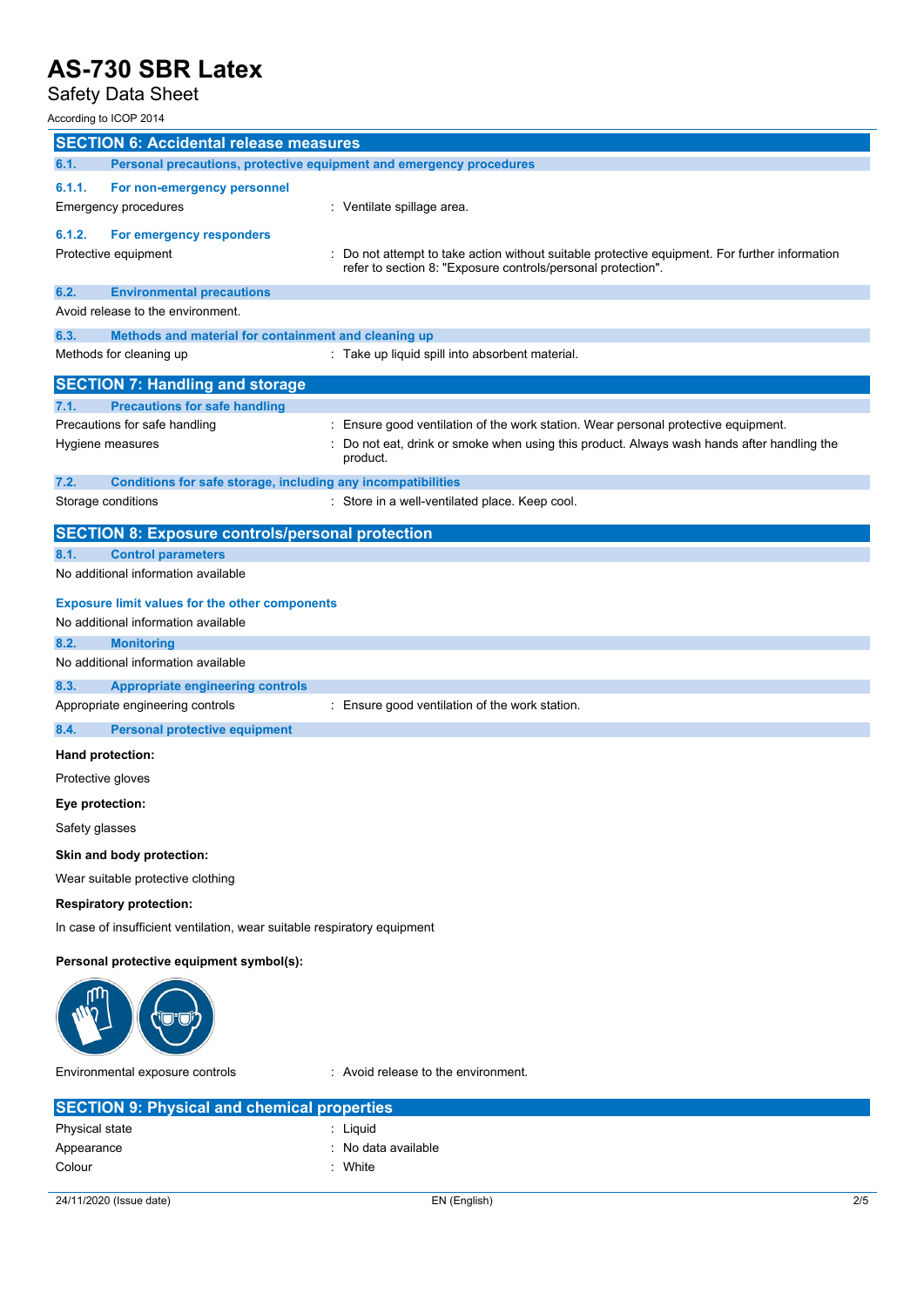## SECTION 6: Accidental release measures

### 6.1. Personal precautions, protective equipment and emergency procedures

#### 6.1.1. For non-emergency personnel

Emergency procedures : Ventilate spillage area.

#### 6.1.2. For emergency responders

Protective equipment : Do not attempt to take action without suitable protective equipment. For further information refer to section 8: "Exposure controls/personal protection".

### 6.2. Environmental precautions

Avoid release to the environment.

### 6.3. Methods and material for containment and cleaning up

Methods for cleaning up : Take up liquid spill into absorbent material.

## SECTION 7: Handling and storage

### 7.1. Precautions for safe handling

Precautions for safe handling : Ensure good ventilation of the work station. Wear personal protective equipment.

Hygiene measures : Do not eat, drink or smoke when using this product. Always wash hands after handling the product.

### 7.2. Conditions for safe storage, including any incompatibilities

Storage conditions : Store in a well-ventilated place. Keep cool.

## SECTION 8: Exposure controls/personal protection

### 8.1. Control parameters

No additional information available

#### Exposure limit values for the other components

No additional information available

### 8.2. Monitoring

No additional information available

### 8.3. Appropriate engineering controls

Appropriate engineering controls : Ensure good ventilation of the work station.

### 8.4. Personal protective equipment

**Hand protection:**

Protective gloves

**Eye protection:**

Safety glasses

**Skin and body protection:**

Wear suitable protective clothing

**Respiratory protection:**

In case of insufficient ventilation, wear suitable respiratory equipment

**Personal protective equipment symbol(s):**

Environmental exposure controls : Avoid release to the environment.

## SECTION 9: Physical and chemical properties

Physical state : Liquid

Appearance : No data available

Colour : White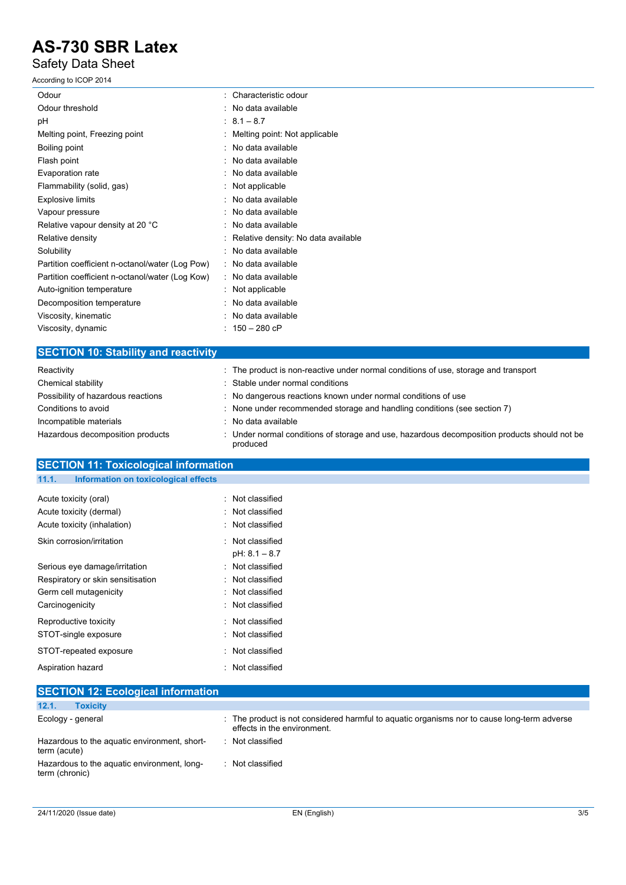| | |
|---|---|
| Odour | : Characteristic odour |
| Odour threshold | : No data available |
| pH | : 8.1 – 8.7 |
| Melting point, Freezing point | : Melting point: Not applicable |
| Boiling point | : No data available |
| Flash point | : No data available |
| Evaporation rate | : No data available |
| Flammability (solid, gas) | : Not applicable |
| Explosive limits | : No data available |
| Vapour pressure | : No data available |
| Relative vapour density at 20 °C | : No data available |
| Relative density | : Relative density: No data available |
| Solubility | : No data available |
| Partition coefficient n-octanol/water (Log Pow) | : No data available |
| Partition coefficient n-octanol/water (Log Kow) | : No data available |
| Auto-ignition temperature | : Not applicable |
| Decomposition temperature | : No data available |
| Viscosity, kinematic | : No data available |
| Viscosity, dynamic | : 150 – 280 cP |

## SECTION 10: Stability and reactivity

| | |
|---|---|
| Reactivity | : The product is non-reactive under normal conditions of use, storage and transport |
| Chemical stability | : Stable under normal conditions |
| Possibility of hazardous reactions | : No dangerous reactions known under normal conditions of use |
| Conditions to avoid | : None under recommended storage and handling conditions (see section 7) |
| Incompatible materials | : No data available |
| Hazardous decomposition products | : Under normal conditions of storage and use, hazardous decomposition products should not be produced |

## SECTION 11: Toxicological information

### 11.1. Information on toxicological effects

| | |
|---|---|
| Acute toxicity (oral) | : Not classified |
| Acute toxicity (dermal) | : Not classified |
| Acute toxicity (inhalation) | : Not classified |
| Skin corrosion/irritation | : Not classified<br>pH: 8.1 – 8.7 |
| Serious eye damage/irritation | : Not classified |
| Respiratory or skin sensitisation | : Not classified |
| Germ cell mutagenicity | : Not classified |
| Carcinogenicity | : Not classified |
| Reproductive toxicity | : Not classified |
| STOT-single exposure | : Not classified |
| STOT-repeated exposure | : Not classified |
| Aspiration hazard | : Not classified |

## SECTION 12: Ecological information

### 12.1. Toxicity

| | |
|---|---|
| Ecology - general | : The product is not considered harmful to aquatic organisms nor to cause long-term adverse effects in the environment. |
| Hazardous to the aquatic environment, short-term (acute) | : Not classified |
| Hazardous to the aquatic environment, long-term (chronic) | : Not classified |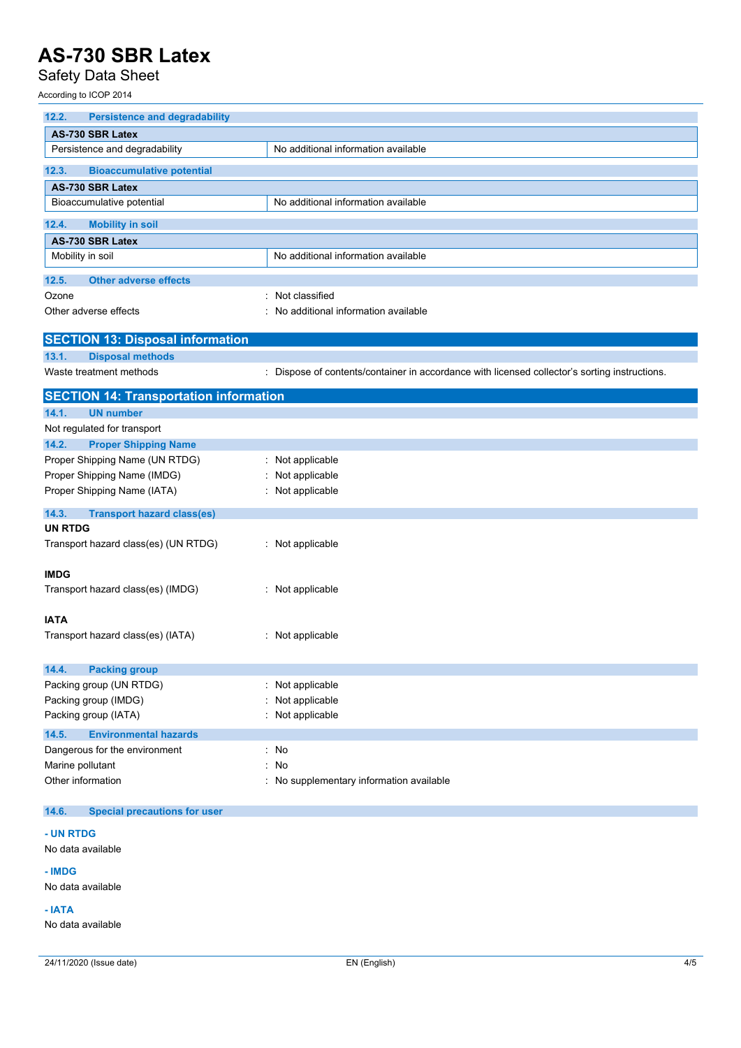### 12.2. Persistence and degradability

| AS-730 SBR Latex | |
|---|---|
| Persistence and degradability | No additional information available |

### 12.3. Bioaccumulative potential

| AS-730 SBR Latex | |
|---|---|
| Bioaccumulative potential | No additional information available |

### 12.4. Mobility in soil

| AS-730 SBR Latex | |
|---|---|
| Mobility in soil | No additional information available |

### 12.5. Other adverse effects

Ozone : Not classified

Other adverse effects : No additional information available

## SECTION 13: Disposal information

### 13.1. Disposal methods

Waste treatment methods : Dispose of contents/container in accordance with licensed collector's sorting instructions.

## SECTION 14: Transportation information

### 14.1. UN number

Not regulated for transport

### 14.2. Proper Shipping Name

Proper Shipping Name (UN RTDG) : Not applicable

Proper Shipping Name (IMDG) : Not applicable

Proper Shipping Name (IATA) : Not applicable

### 14.3. Transport hazard class(es)

**UN RTDG**

Transport hazard class(es) (UN RTDG) : Not applicable

**IMDG**

Transport hazard class(es) (IMDG) : Not applicable

**IATA**

Transport hazard class(es) (IATA) : Not applicable

### 14.4. Packing group

Packing group (UN RTDG) : Not applicable

Packing group (IMDG) : Not applicable

Packing group (IATA) : Not applicable

### 14.5. Environmental hazards

Dangerous for the environment : No

Marine pollutant : No

Other information : No supplementary information available

### 14.6. Special precautions for user

**- UN RTDG**

No data available

**- IMDG**

No data available

**- IATA**

No data available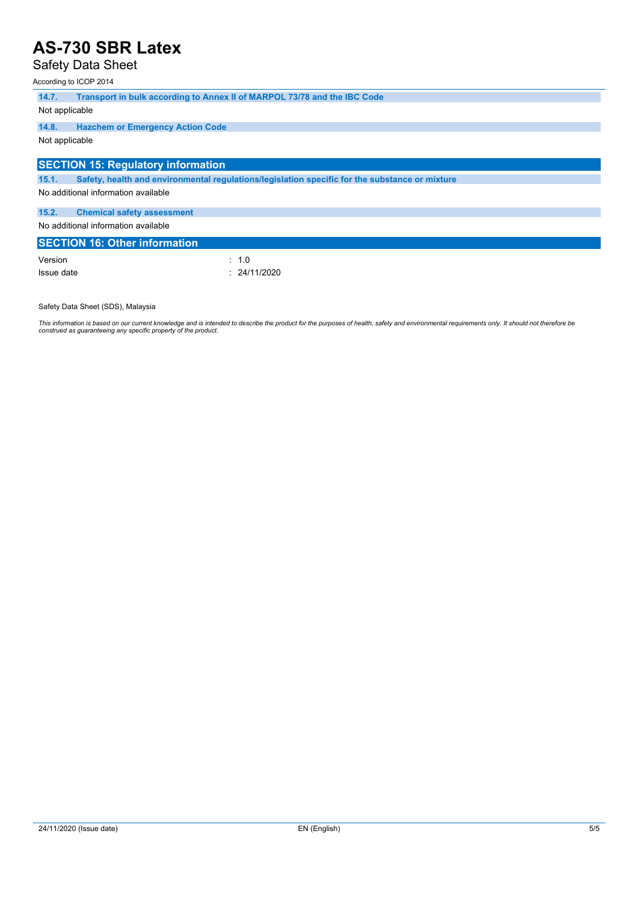### 14.7. Transport in bulk according to Annex II of MARPOL 73/78 and the IBC Code

Not applicable

### 14.8. Hazchem or Emergency Action Code

Not applicable

## SECTION 15: Regulatory information

### 15.1. Safety, health and environmental regulations/legislation specific for the substance or mixture

No additional information available

### 15.2. Chemical safety assessment

No additional information available

## SECTION 16: Other information

| | |
|---|---|
| Version | : 1.0 |
| Issue date | : 24/11/2020 |

Safety Data Sheet (SDS), Malaysia

*This information is based on our current knowledge and is intended to describe the product for the purposes of health, safety and environmental requirements only. It should not therefore be construed as guaranteeing any specific property of the product.*